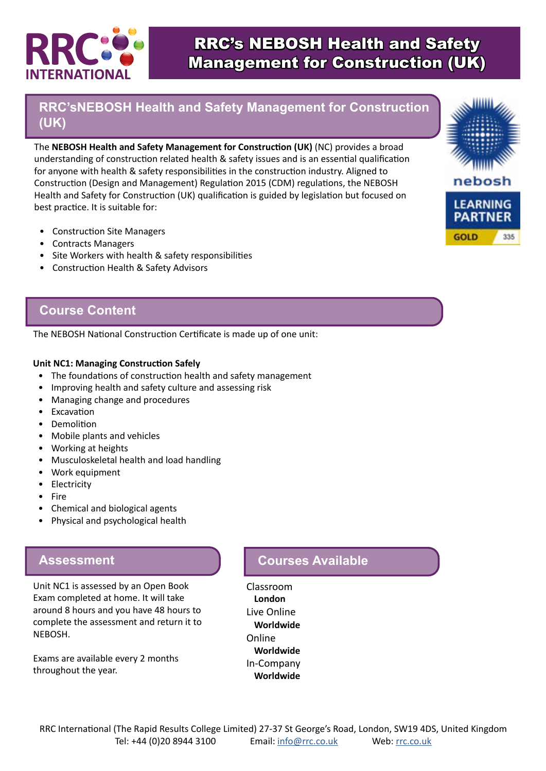RRC INTERNATIONAL

# RRC's NEBOSH Health and Safety Management for Construction (UK)

## RRC'sNEBOSH Health and Safety Management for Construction (UK)

nebosh LEARNING PARTNER GOLD 335

The **NEBOSH Health and Safety Management for Construction (UK)** (NC) provides a broad understanding of construction related health & safety issues and is an essential qualification for anyone with health & safety responsibilities in the construction industry. Aligned to Construction (Design and Management) Regulation 2015 (CDM) regulations, the NEBOSH Health and Safety for Construction (UK) qualification is guided by legislation but focused on best practice. It is suitable for:

- Construction Site Managers
- Contracts Managers
- Site Workers with health & safety responsibilities
- Construction Health & Safety Advisors

## Course Content

The NEBOSH National Construction Certificate is made up of one unit:

**Unit NC1: Managing Construction Safely**

- The foundations of construction health and safety management
- Improving health and safety culture and assessing risk
- Managing change and procedures
- Excavation
- Demolition
- Mobile plants and vehicles
- Working at heights
- Musculoskeletal health and load handling
- Work equipment
- Electricity
- Fire
- Chemical and biological agents
- Physical and psychological health

## Assessment

Unit NC1 is assessed by an Open Book Exam completed at home. It will take around 8 hours and you have 48 hours to complete the assessment and return it to NEBOSH.

Exams are available every 2 months throughout the year.

## Courses Available

Classroom
**London**
Live Online
**Worldwide**
Online
**Worldwide**
In-Company
**Worldwide**

RRC International (The Rapid Results College Limited) 27-37 St George's Road, London, SW19 4DS, United Kingdom
Tel: +44 (0)20 8944 3100 Email: info@rrc.co.uk Web: rrc.co.uk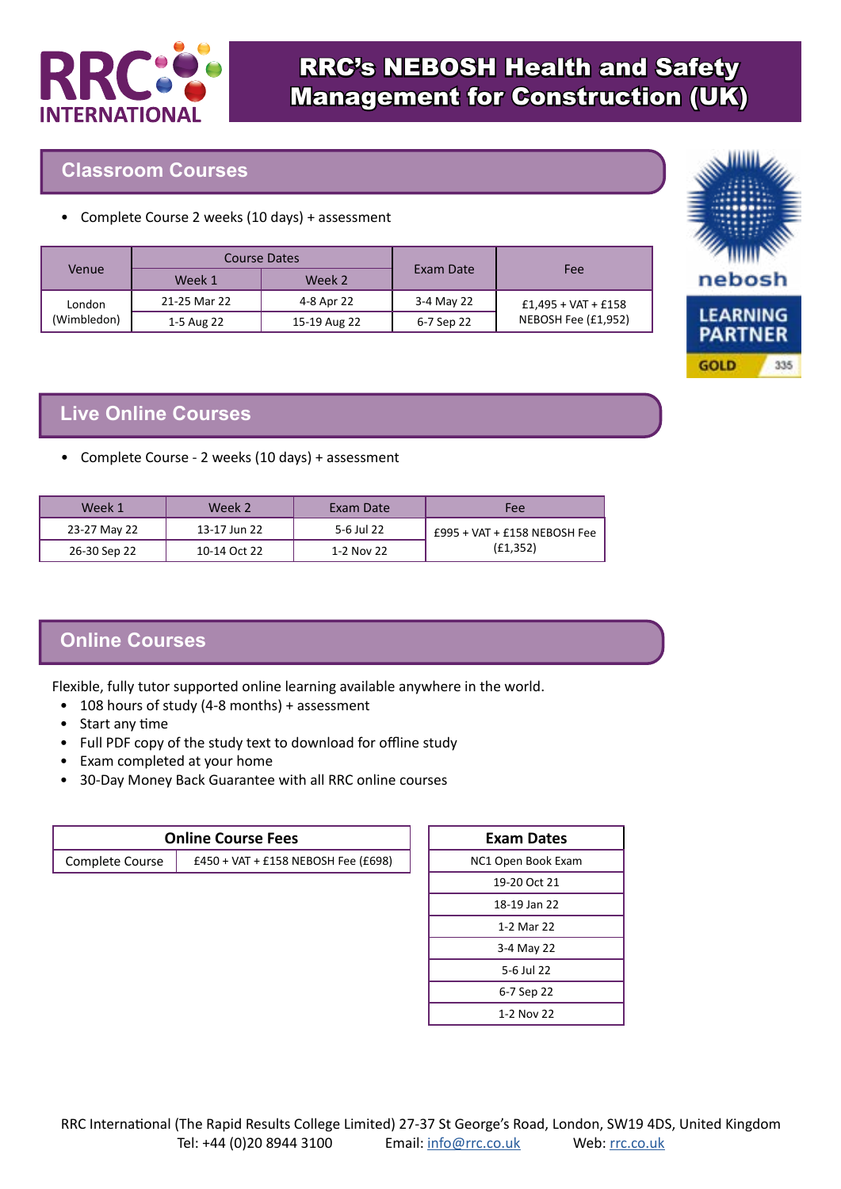# RRC's NEBOSH Health and Safety Management for Construction (UK)

## Classroom Courses

- Complete Course 2 weeks (10 days) + assessment

| Venue | Course Dates | | Exam Date | Fee |
|---|---|---|---|---|
| | Week 1 | Week 2 | | |
| London (Wimbledon) | 21-25 Mar 22 | 4-8 Apr 22 | 3-4 May 22 | £1,495 + VAT + £158 NEBOSH Fee (£1,952) |
| | 1-5 Aug 22 | 15-19 Aug 22 | 6-7 Sep 22 | |

NEBOSH LEARNING PARTNER GOLD 335

## Live Online Courses

- Complete Course - 2 weeks (10 days) + assessment

| Week 1 | Week 2 | Exam Date | Fee |
|---|---|---|---|
| 23-27 May 22 | 13-17 Jun 22 | 5-6 Jul 22 | £995 + VAT + £158 NEBOSH Fee (£1,352) |
| 26-30 Sep 22 | 10-14 Oct 22 | 1-2 Nov 22 | |

## Online Courses

Flexible, fully tutor supported online learning available anywhere in the world.

- 108 hours of study (4-8 months) + assessment
- Start any time
- Full PDF copy of the study text to download for offline study
- Exam completed at your home
- 30-Day Money Back Guarantee with all RRC online courses

| Online Course Fees | |
|---|---|
| Complete Course | £450 + VAT + £158 NEBOSH Fee (£698) |

| Exam Dates |
|---|
| NC1 Open Book Exam |
| 19-20 Oct 21 |
| 18-19 Jan 22 |
| 1-2 Mar 22 |
| 3-4 May 22 |
| 5-6 Jul 22 |
| 6-7 Sep 22 |
| 1-2 Nov 22 |

RRC International (The Rapid Results College Limited) 27-37 St George's Road, London, SW19 4DS, United Kingdom
Tel: +44 (0)20 8944 3100 Email: info@rrc.co.uk Web: rrc.co.uk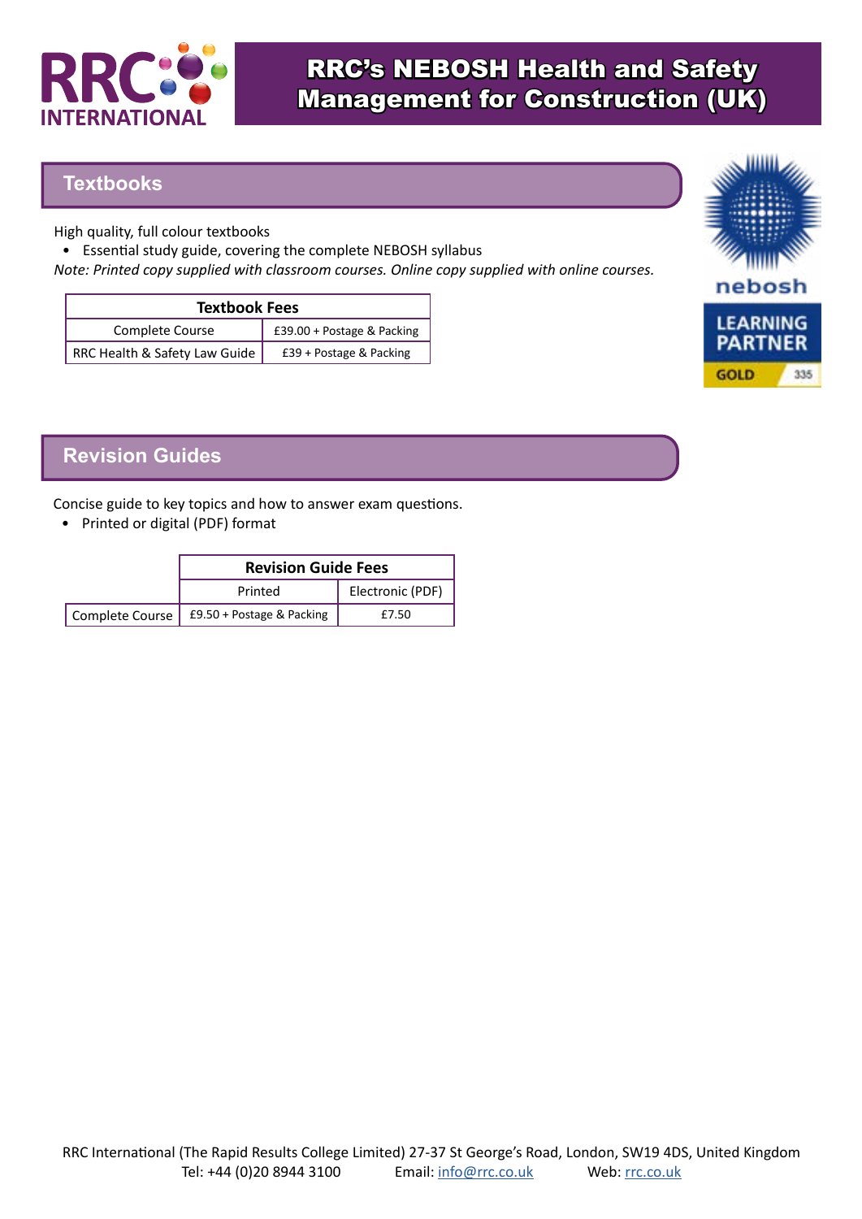# RRC's NEBOSH Health and Safety Management for Construction (UK)

## Textbooks

High quality, full colour textbooks

- Essential study guide, covering the complete NEBOSH syllabus

*Note: Printed copy supplied with classroom courses. Online copy supplied with online courses.*

| Textbook Fees | |
|---|---|
| Complete Course | £39.00 + Postage & Packing |
| RRC Health & Safety Law Guide | £39 + Postage & Packing |

## Revision Guides

Concise guide to key topics and how to answer exam questions.

- Printed or digital (PDF) format

| | Revision Guide Fees | |
|---|---|---|
| | Printed | Electronic (PDF) |
| Complete Course | £9.50 + Postage & Packing | £7.50 |

RRC International (The Rapid Results College Limited) 27-37 St George's Road, London, SW19 4DS, United Kingdom
Tel: +44 (0)20 8944 3100 Email: info@rrc.co.uk Web: rrc.co.uk